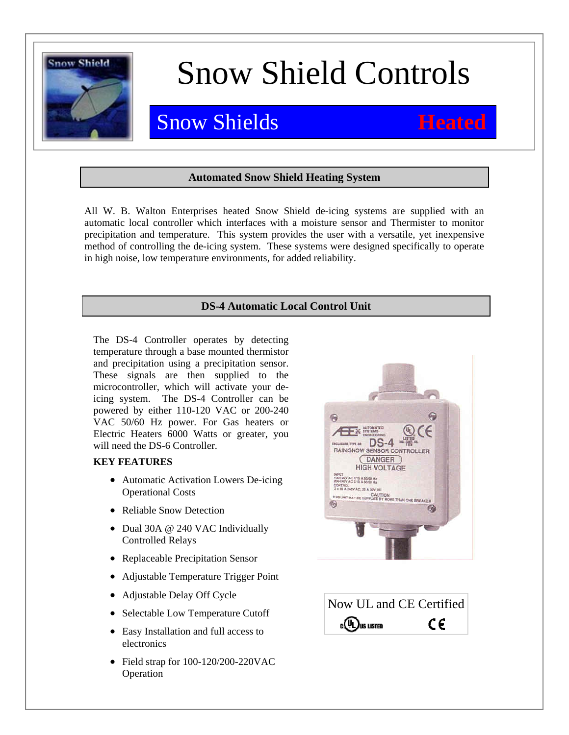# Snow Shield Controls

## Snow Shields **Heated**

### Automated Snow Shield Heating System

All W. B. Walton Enterprises heated Snow Shield de-icing systems are supplied with an automatic local controller which interfaces with a moisture sensor and Thermister to monitor precipitation and temperature. This system provides the user with a versatile, yet inexpensive method of controlling the de-icing system. These systems were designed specifically to operate in high noise, low temperature environments, for added reliability.

### DS-4 Automatic Local Control Unit

The DS-4 Controller operates by detecting temperature through a base mounted thermistor and precipitation using a precipitation sensor. These signals are then supplied to the microcontroller, which will activate your de-icing system. The DS-4 Controller can be powered by either 110-120 VAC or 200-240 VAC 50/60 Hz power. For Gas heaters or Electric Heaters 6000 Watts or greater, you will need the DS-6 Controller.

**KEY FEATURES**

- Automatic Activation Lowers De-icing Operational Costs
- Reliable Snow Detection
- Dual 30A @ 240 VAC Individually Controlled Relays
- Replaceable Precipitation Sensor
- Adjustable Temperature Trigger Point
- Adjustable Delay Off Cycle
- Selectable Low Temperature Cutoff
- Easy Installation and full access to electronics
- Field strap for 100-120/200-220VAC Operation

Now UL and CE Certified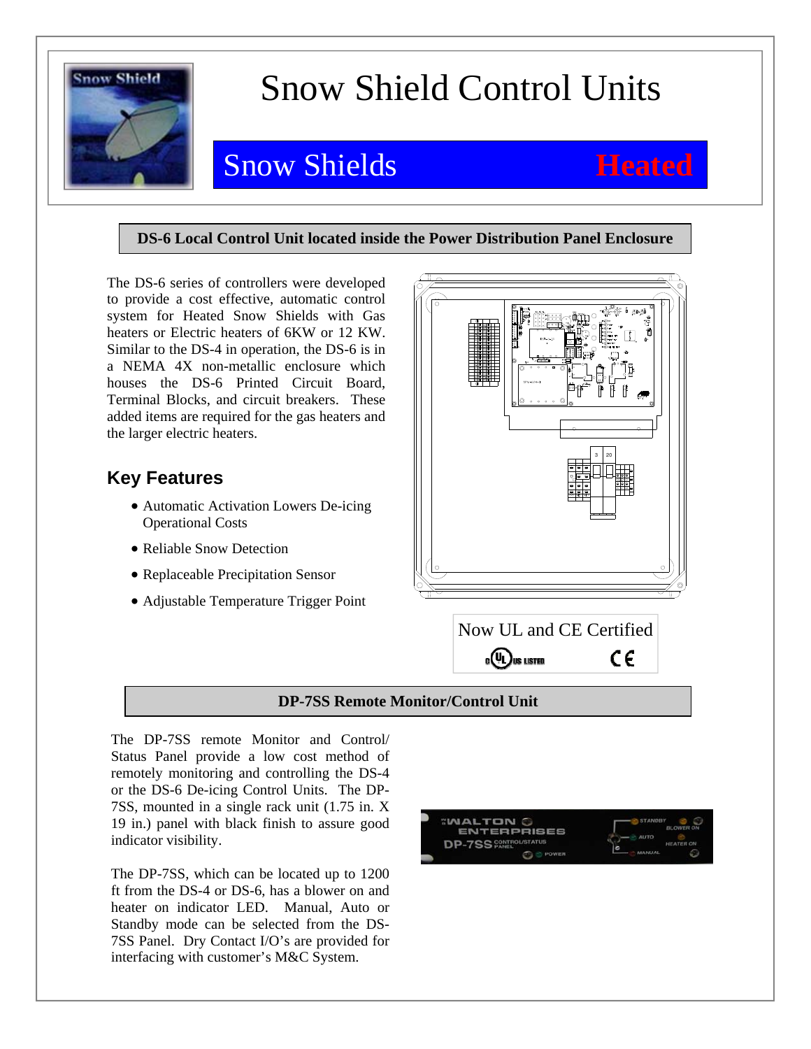# Snow Shield Control Units

## Snow Shields **Heated**

### DS-6 Local Control Unit located inside the Power Distribution Panel Enclosure

The DS-6 series of controllers were developed to provide a cost effective, automatic control system for Heated Snow Shields with Gas heaters or Electric heaters of 6KW or 12 KW. Similar to the DS-4 in operation, the DS-6 is in a NEMA 4X non-metallic enclosure which houses the DS-6 Printed Circuit Board, Terminal Blocks, and circuit breakers. These added items are required for the gas heaters and the larger electric heaters.

## Key Features

- Automatic Activation Lowers De-icing Operational Costs
- Reliable Snow Detection
- Replaceable Precipitation Sensor
- Adjustable Temperature Trigger Point

Now UL and CE Certified

### DP-7SS Remote Monitor/Control Unit

The DP-7SS remote Monitor and Control/ Status Panel provide a low cost method of remotely monitoring and controlling the DS-4 or the DS-6 De-icing Control Units. The DP-7SS, mounted in a single rack unit (1.75 in. X 19 in.) panel with black finish to assure good indicator visibility.

The DP-7SS, which can be located up to 1200 ft from the DS-4 or DS-6, has a blower on and heater on indicator LED. Manual, Auto or Standby mode can be selected from the DS-7SS Panel. Dry Contact I/O's are provided for interfacing with customer's M&C System.